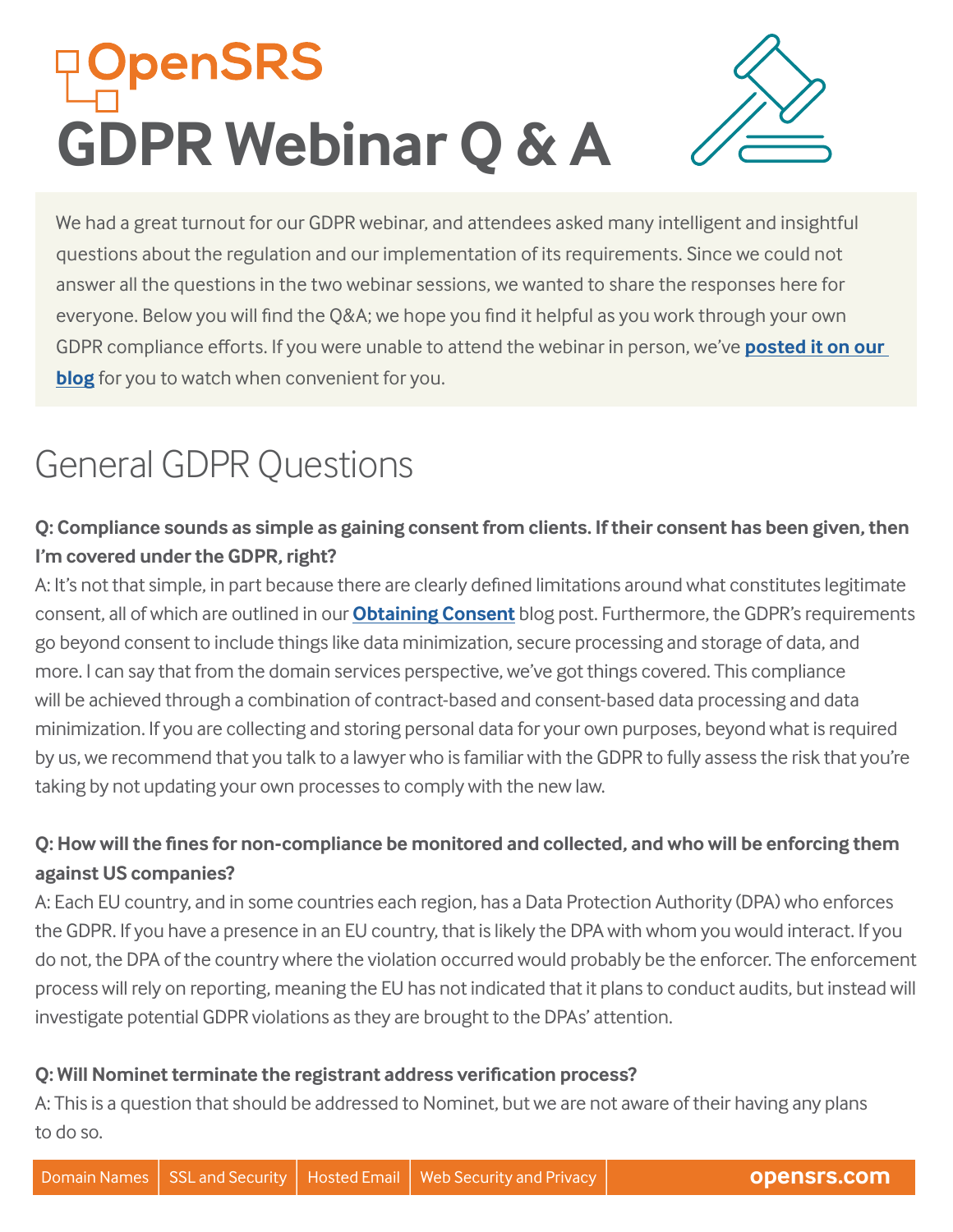# OpenSRS GDPR Webinar Q & A

We had a great turnout for our GDPR webinar, and attendees asked many intelligent and insightful questions about the regulation and our implementation of its requirements. Since we could not answer all the questions in the two webinar sessions, we wanted to share the responses here for everyone. Below you will find the Q&A; we hope you find it helpful as you work through your own GDPR compliance efforts. If you were unable to attend the webinar in person, we've **posted it on our blog** for you to watch when convenient for you.

## General GDPR Questions

**Q: Compliance sounds as simple as gaining consent from clients. If their consent has been given, then I'm covered under the GDPR, right?**

A: It's not that simple, in part because there are clearly defined limitations around what constitutes legitimate consent, all of which are outlined in our **Obtaining Consent** blog post. Furthermore, the GDPR's requirements go beyond consent to include things like data minimization, secure processing and storage of data, and more. I can say that from the domain services perspective, we've got things covered. This compliance will be achieved through a combination of contract-based and consent-based data processing and data minimization. If you are collecting and storing personal data for your own purposes, beyond what is required by us, we recommend that you talk to a lawyer who is familiar with the GDPR to fully assess the risk that you're taking by not updating your own processes to comply with the new law.

**Q: How will the fines for non-compliance be monitored and collected, and who will be enforcing them against US companies?**

A: Each EU country, and in some countries each region, has a Data Protection Authority (DPA) who enforces the GDPR. If you have a presence in an EU country, that is likely the DPA with whom you would interact. If you do not, the DPA of the country where the violation occurred would probably be the enforcer. The enforcement process will rely on reporting, meaning the EU has not indicated that it plans to conduct audits, but instead will investigate potential GDPR violations as they are brought to the DPAs' attention.

**Q: Will Nominet terminate the registrant address verification process?**

A: This is a question that should be addressed to Nominet, but we are not aware of their having any plans to do so.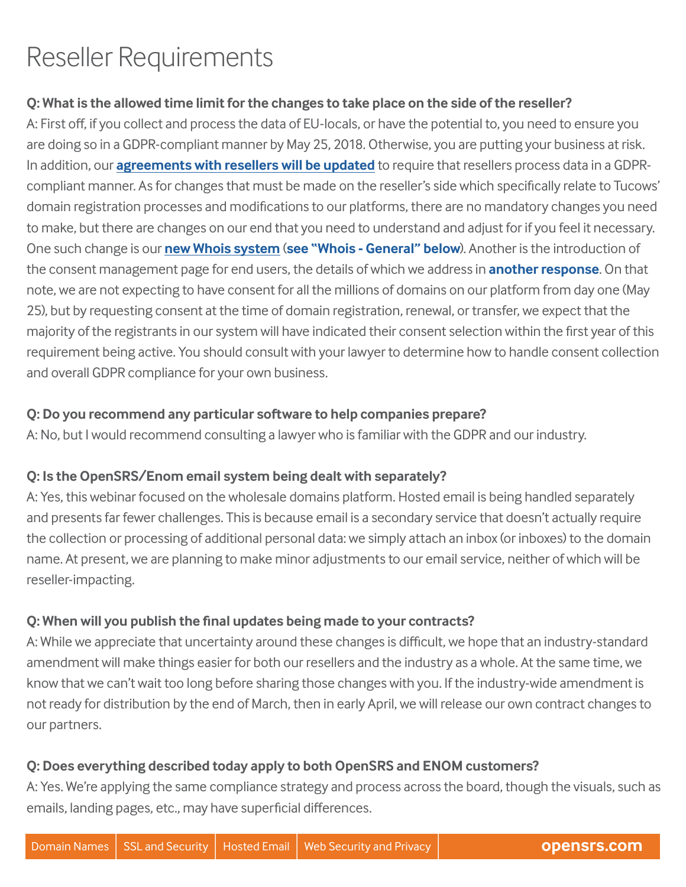# Reseller Requirements

**Q: What is the allowed time limit for the changes to take place on the side of the reseller?**
A: First off, if you collect and process the data of EU-locals, or have the potential to, you need to ensure you are doing so in a GDPR-compliant manner by May 25, 2018. Otherwise, you are putting your business at risk. In addition, our **agreements with resellers will be updated** to require that resellers process data in a GDPR-compliant manner. As for changes that must be made on the reseller's side which specifically relate to Tucows' domain registration processes and modifications to our platforms, there are no mandatory changes you need to make, but there are changes on our end that you need to understand and adjust for if you feel it necessary. One such change is our **new Whois system** (**see "Whois - General" below**). Another is the introduction of the consent management page for end users, the details of which we address in **another response**. On that note, we are not expecting to have consent for all the millions of domains on our platform from day one (May 25), but by requesting consent at the time of domain registration, renewal, or transfer, we expect that the majority of the registrants in our system will have indicated their consent selection within the first year of this requirement being active. You should consult with your lawyer to determine how to handle consent collection and overall GDPR compliance for your own business.

**Q: Do you recommend any particular software to help companies prepare?**
A: No, but I would recommend consulting a lawyer who is familiar with the GDPR and our industry.

**Q: Is the OpenSRS/Enom email system being dealt with separately?**
A: Yes, this webinar focused on the wholesale domains platform. Hosted email is being handled separately and presents far fewer challenges. This is because email is a secondary service that doesn't actually require the collection or processing of additional personal data: we simply attach an inbox (or inboxes) to the domain name. At present, we are planning to make minor adjustments to our email service, neither of which will be reseller-impacting.

**Q: When will you publish the final updates being made to your contracts?**
A: While we appreciate that uncertainty around these changes is difficult, we hope that an industry-standard amendment will make things easier for both our resellers and the industry as a whole. At the same time, we know that we can't wait too long before sharing those changes with you. If the industry-wide amendment is not ready for distribution by the end of March, then in early April, we will release our own contract changes to our partners.

**Q: Does everything described today apply to both OpenSRS and ENOM customers?**
A: Yes. We're applying the same compliance strategy and process across the board, though the visuals, such as emails, landing pages, etc., may have superficial differences.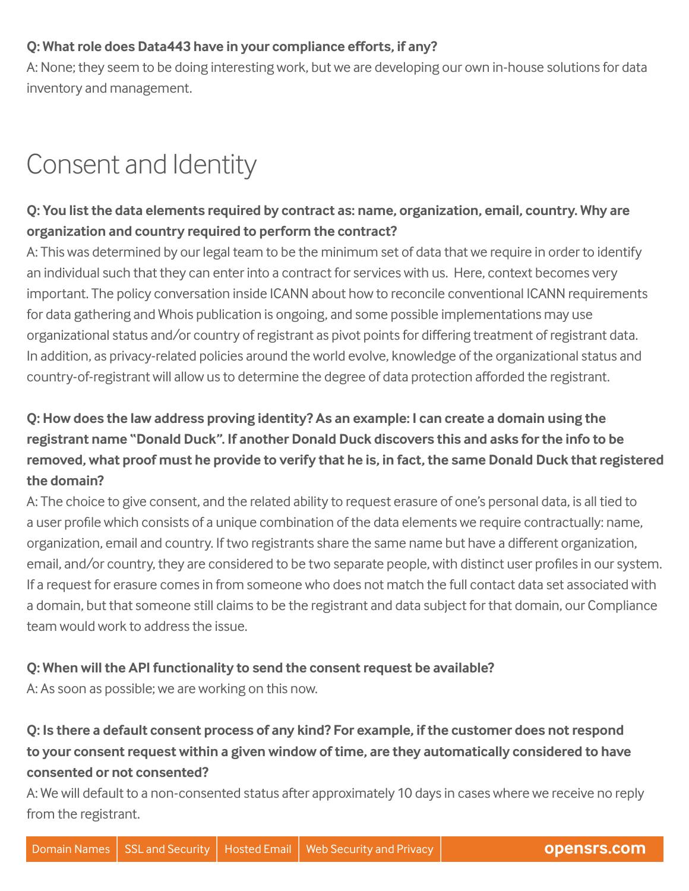**Q: What role does Data443 have in your compliance efforts, if any?**
A: None; they seem to be doing interesting work, but we are developing our own in-house solutions for data inventory and management.

# Consent and Identity

**Q: You list the data elements required by contract as: name, organization, email, country. Why are organization and country required to perform the contract?**
A: This was determined by our legal team to be the minimum set of data that we require in order to identify an individual such that they can enter into a contract for services with us. Here, context becomes very important. The policy conversation inside ICANN about how to reconcile conventional ICANN requirements for data gathering and Whois publication is ongoing, and some possible implementations may use organizational status and/or country of registrant as pivot points for differing treatment of registrant data. In addition, as privacy-related policies around the world evolve, knowledge of the organizational status and country-of-registrant will allow us to determine the degree of data protection afforded the registrant.

**Q: How does the law address proving identity? As an example: I can create a domain using the registrant name "Donald Duck". If another Donald Duck discovers this and asks for the info to be removed, what proof must he provide to verify that he is, in fact, the same Donald Duck that registered the domain?**
A: The choice to give consent, and the related ability to request erasure of one's personal data, is all tied to a user profile which consists of a unique combination of the data elements we require contractually: name, organization, email and country. If two registrants share the same name but have a different organization, email, and/or country, they are considered to be two separate people, with distinct user profiles in our system. If a request for erasure comes in from someone who does not match the full contact data set associated with a domain, but that someone still claims to be the registrant and data subject for that domain, our Compliance team would work to address the issue.

**Q: When will the API functionality to send the consent request be available?**
A: As soon as possible; we are working on this now.

**Q: Is there a default consent process of any kind? For example, if the customer does not respond to your consent request within a given window of time, are they automatically considered to have consented or not consented?**
A: We will default to a non-consented status after approximately 10 days in cases where we receive no reply from the registrant.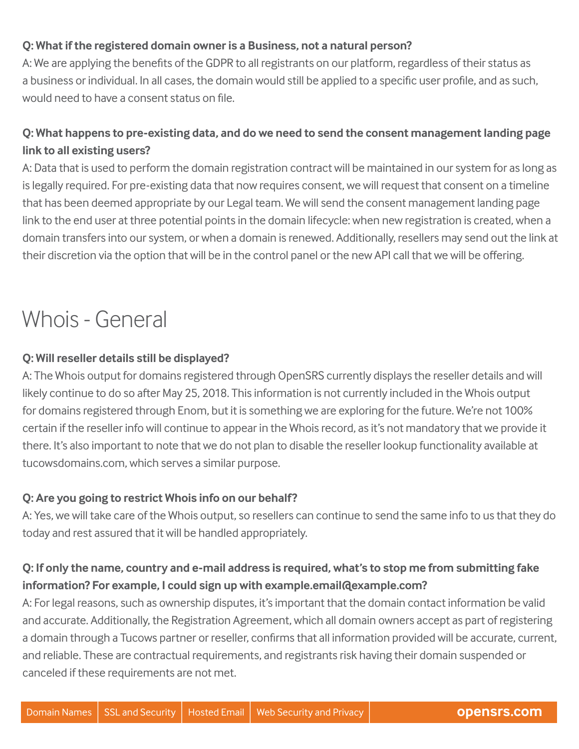**Q: What if the registered domain owner is a Business, not a natural person?**

A: We are applying the benefits of the GDPR to all registrants on our platform, regardless of their status as a business or individual. In all cases, the domain would still be applied to a specific user profile, and as such, would need to have a consent status on file.

**Q: What happens to pre-existing data, and do we need to send the consent management landing page link to all existing users?**

A: Data that is used to perform the domain registration contract will be maintained in our system for as long as is legally required. For pre-existing data that now requires consent, we will request that consent on a timeline that has been deemed appropriate by our Legal team. We will send the consent management landing page link to the end user at three potential points in the domain lifecycle: when new registration is created, when a domain transfers into our system, or when a domain is renewed. Additionally, resellers may send out the link at their discretion via the option that will be in the control panel or the new API call that we will be offering.

# Whois - General

**Q: Will reseller details still be displayed?**

A: The Whois output for domains registered through OpenSRS currently displays the reseller details and will likely continue to do so after May 25, 2018. This information is not currently included in the Whois output for domains registered through Enom, but it is something we are exploring for the future. We're not 100% certain if the reseller info will continue to appear in the Whois record, as it's not mandatory that we provide it there. It's also important to note that we do not plan to disable the reseller lookup functionality available at tucowsdomains.com, which serves a similar purpose.

**Q: Are you going to restrict Whois info on our behalf?**

A: Yes, we will take care of the Whois output, so resellers can continue to send the same info to us that they do today and rest assured that it will be handled appropriately.

**Q: If only the name, country and e-mail address is required, what's to stop me from submitting fake information? For example, I could sign up with example.email@example.com?**

A: For legal reasons, such as ownership disputes, it's important that the domain contact information be valid and accurate. Additionally, the Registration Agreement, which all domain owners accept as part of registering a domain through a Tucows partner or reseller, confirms that all information provided will be accurate, current, and reliable. These are contractual requirements, and registrants risk having their domain suspended or canceled if these requirements are not met.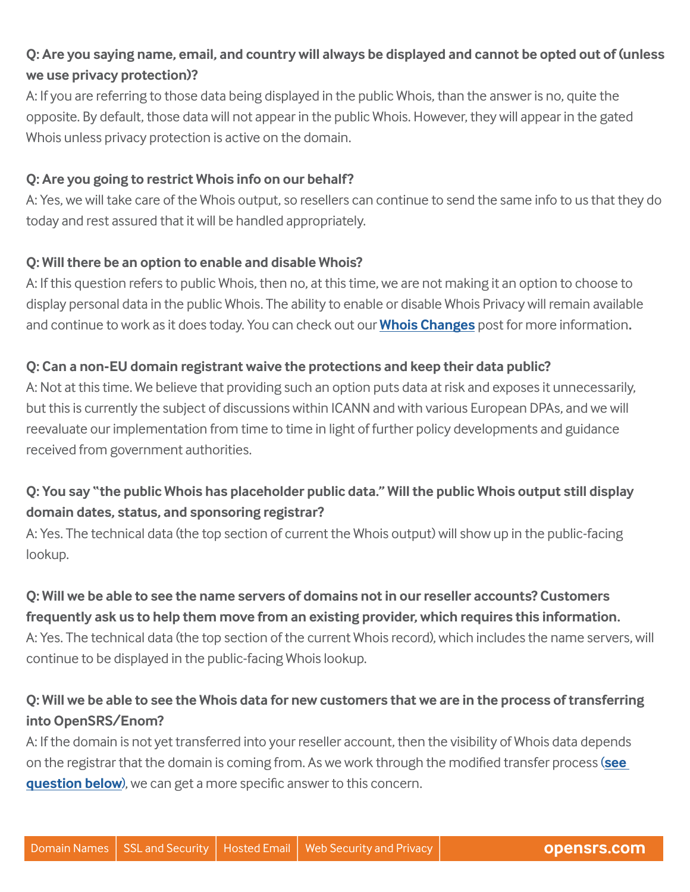**Q: Are you saying name, email, and country will always be displayed and cannot be opted out of (unless we use privacy protection)?**

A: If you are referring to those data being displayed in the public Whois, than the answer is no, quite the opposite. By default, those data will not appear in the public Whois. However, they will appear in the gated Whois unless privacy protection is active on the domain.

**Q: Are you going to restrict Whois info on our behalf?**

A: Yes, we will take care of the Whois output, so resellers can continue to send the same info to us that they do today and rest assured that it will be handled appropriately.

**Q: Will there be an option to enable and disable Whois?**

A: If this question refers to public Whois, then no, at this time, we are not making it an option to choose to display personal data in the public Whois. The ability to enable or disable Whois Privacy will remain available and continue to work as it does today. You can check out our **Whois Changes** post for more information**.**

**Q: Can a non-EU domain registrant waive the protections and keep their data public?**

A: Not at this time. We believe that providing such an option puts data at risk and exposes it unnecessarily, but this is currently the subject of discussions within ICANN and with various European DPAs, and we will reevaluate our implementation from time to time in light of further policy developments and guidance received from government authorities.

**Q: You say "the public Whois has placeholder public data." Will the public Whois output still display domain dates, status, and sponsoring registrar?**

A: Yes. The technical data (the top section of current the Whois output) will show up in the public-facing lookup.

**Q: Will we be able to see the name servers of domains not in our reseller accounts? Customers frequently ask us to help them move from an existing provider, which requires this information.**

A: Yes. The technical data (the top section of the current Whois record), which includes the name servers, will continue to be displayed in the public-facing Whois lookup.

**Q: Will we be able to see the Whois data for new customers that we are in the process of transferring into OpenSRS/Enom?**

A: If the domain is not yet transferred into your reseller account, then the visibility of Whois data depends on the registrar that the domain is coming from. As we work through the modified transfer process (**see question below**), we can get a more specific answer to this concern.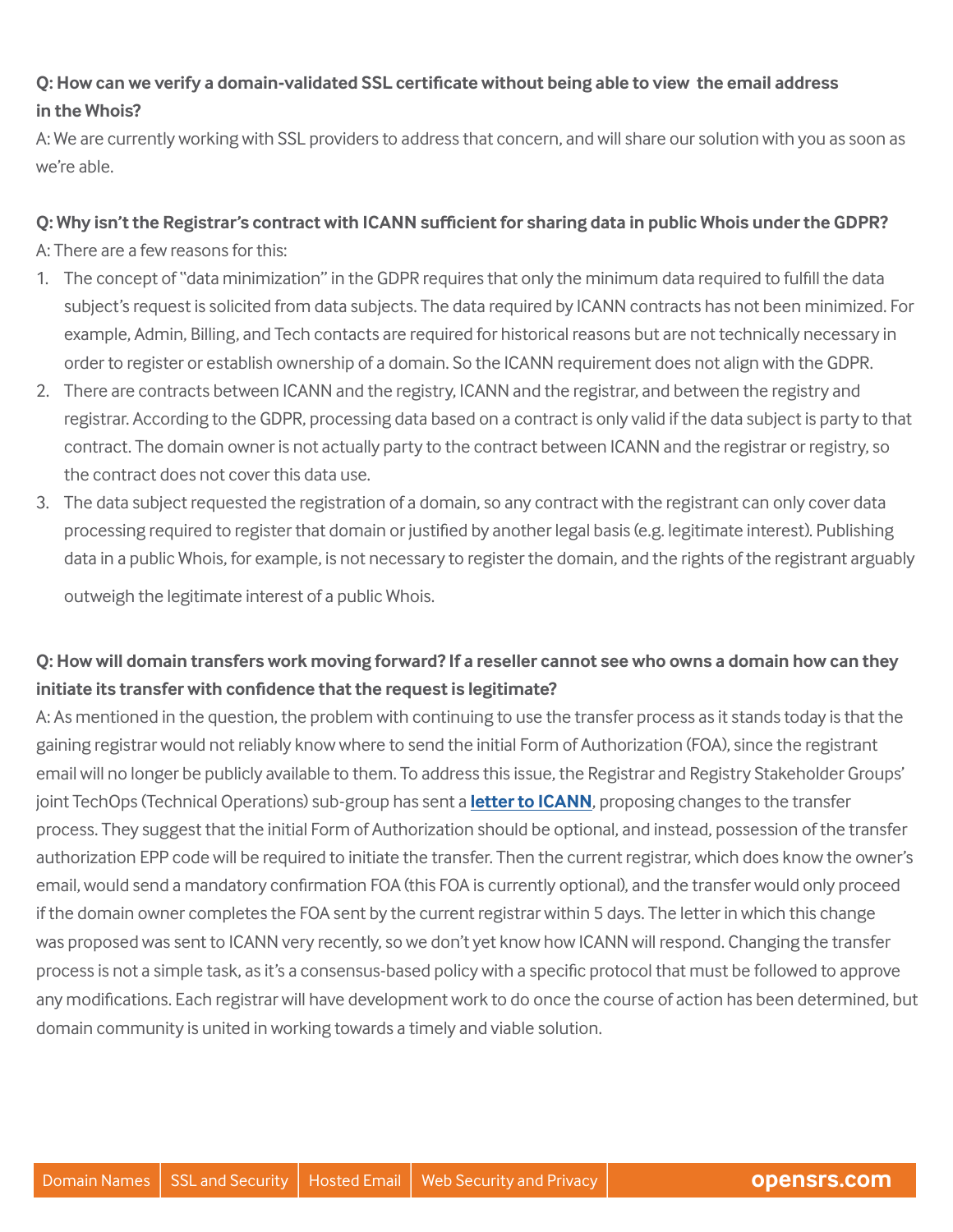**Q: How can we verify a domain-validated SSL certificate without being able to view the email address in the Whois?**

A: We are currently working with SSL providers to address that concern, and will share our solution with you as soon as we're able.

**Q: Why isn't the Registrar's contract with ICANN sufficient for sharing data in public Whois under the GDPR?**

A: There are a few reasons for this:

1. The concept of "data minimization" in the GDPR requires that only the minimum data required to fulfill the data subject's request is solicited from data subjects. The data required by ICANN contracts has not been minimized. For example, Admin, Billing, and Tech contacts are required for historical reasons but are not technically necessary in order to register or establish ownership of a domain. So the ICANN requirement does not align with the GDPR.
2. There are contracts between ICANN and the registry, ICANN and the registrar, and between the registry and registrar. According to the GDPR, processing data based on a contract is only valid if the data subject is party to that contract. The domain owner is not actually party to the contract between ICANN and the registrar or registry, so the contract does not cover this data use.
3. The data subject requested the registration of a domain, so any contract with the registrant can only cover data processing required to register that domain or justified by another legal basis (e.g. legitimate interest). Publishing data in a public Whois, for example, is not necessary to register the domain, and the rights of the registrant arguably outweigh the legitimate interest of a public Whois.

**Q: How will domain transfers work moving forward? If a reseller cannot see who owns a domain how can they initiate its transfer with confidence that the request is legitimate?**

A: As mentioned in the question, the problem with continuing to use the transfer process as it stands today is that the gaining registrar would not reliably know where to send the initial Form of Authorization (FOA), since the registrant email will no longer be publicly available to them. To address this issue, the Registrar and Registry Stakeholder Groups' joint TechOps (Technical Operations) sub-group has sent a **letter to ICANN**, proposing changes to the transfer process. They suggest that the initial Form of Authorization should be optional, and instead, possession of the transfer authorization EPP code will be required to initiate the transfer. Then the current registrar, which does know the owner's email, would send a mandatory confirmation FOA (this FOA is currently optional), and the transfer would only proceed if the domain owner completes the FOA sent by the current registrar within 5 days. The letter in which this change was proposed was sent to ICANN very recently, so we don't yet know how ICANN will respond. Changing the transfer process is not a simple task, as it's a consensus-based policy with a specific protocol that must be followed to approve any modifications. Each registrar will have development work to do once the course of action has been determined, but domain community is united in working towards a timely and viable solution.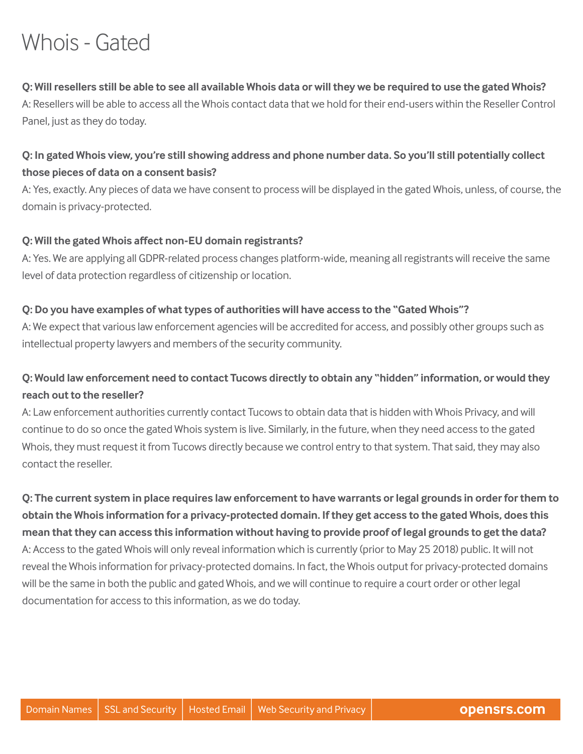# Whois - Gated

**Q: Will resellers still be able to see all available Whois data or will they we be required to use the gated Whois?**
A: Resellers will be able to access all the Whois contact data that we hold for their end-users within the Reseller Control Panel, just as they do today.

**Q: In gated Whois view, you're still showing address and phone number data. So you'll still potentially collect those pieces of data on a consent basis?**
A: Yes, exactly. Any pieces of data we have consent to process will be displayed in the gated Whois, unless, of course, the domain is privacy-protected.

**Q: Will the gated Whois affect non-EU domain registrants?**
A: Yes. We are applying all GDPR-related process changes platform-wide, meaning all registrants will receive the same level of data protection regardless of citizenship or location.

**Q: Do you have examples of what types of authorities will have access to the "Gated Whois"?**
A: We expect that various law enforcement agencies will be accredited for access, and possibly other groups such as intellectual property lawyers and members of the security community.

**Q: Would law enforcement need to contact Tucows directly to obtain any "hidden" information, or would they reach out to the reseller?**
A: Law enforcement authorities currently contact Tucows to obtain data that is hidden with Whois Privacy, and will continue to do so once the gated Whois system is live. Similarly, in the future, when they need access to the gated Whois, they must request it from Tucows directly because we control entry to that system. That said, they may also contact the reseller.

**Q: The current system in place requires law enforcement to have warrants or legal grounds in order for them to obtain the Whois information for a privacy-protected domain. If they get access to the gated Whois, does this mean that they can access this information without having to provide proof of legal grounds to get the data?**
A: Access to the gated Whois will only reveal information which is currently (prior to May 25 2018) public. It will not reveal the Whois information for privacy-protected domains. In fact, the Whois output for privacy-protected domains will be the same in both the public and gated Whois, and we will continue to require a court order or other legal documentation for access to this information, as we do today.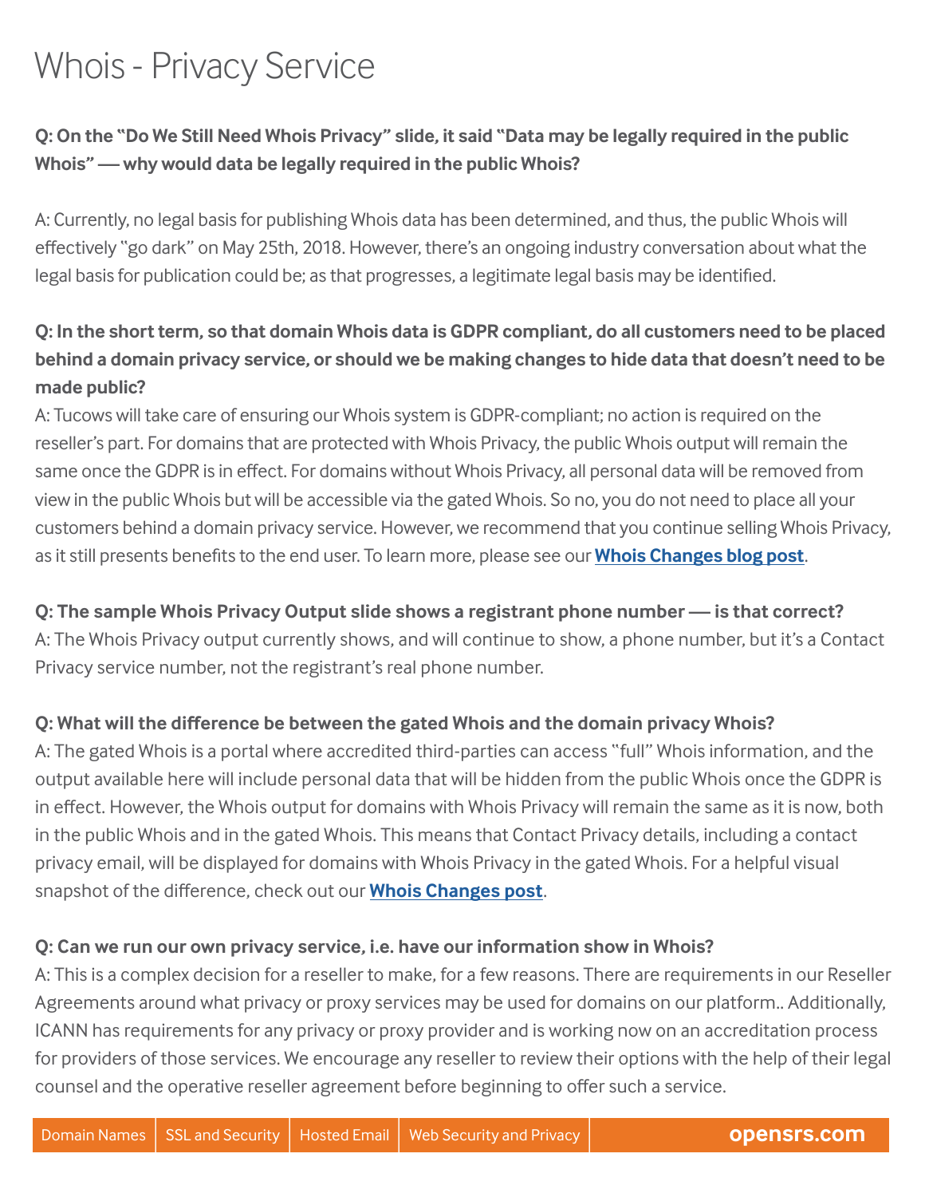# Whois - Privacy Service

**Q: On the "Do We Still Need Whois Privacy" slide, it said "Data may be legally required in the public Whois" — why would data be legally required in the public Whois?**

A: Currently, no legal basis for publishing Whois data has been determined, and thus, the public Whois will effectively "go dark" on May 25th, 2018. However, there's an ongoing industry conversation about what the legal basis for publication could be; as that progresses, a legitimate legal basis may be identified.

**Q: In the short term, so that domain Whois data is GDPR compliant, do all customers need to be placed behind a domain privacy service, or should we be making changes to hide data that doesn't need to be made public?**

A: Tucows will take care of ensuring our Whois system is GDPR-compliant; no action is required on the reseller's part. For domains that are protected with Whois Privacy, the public Whois output will remain the same once the GDPR is in effect. For domains without Whois Privacy, all personal data will be removed from view in the public Whois but will be accessible via the gated Whois. So no, you do not need to place all your customers behind a domain privacy service. However, we recommend that you continue selling Whois Privacy, as it still presents benefits to the end user. To learn more, please see our **Whois Changes blog post**.

**Q: The sample Whois Privacy Output slide shows a registrant phone number — is that correct?**

A: The Whois Privacy output currently shows, and will continue to show, a phone number, but it's a Contact Privacy service number, not the registrant's real phone number.

**Q: What will the difference be between the gated Whois and the domain privacy Whois?**

A: The gated Whois is a portal where accredited third-parties can access "full" Whois information, and the output available here will include personal data that will be hidden from the public Whois once the GDPR is in effect. However, the Whois output for domains with Whois Privacy will remain the same as it is now, both in the public Whois and in the gated Whois. This means that Contact Privacy details, including a contact privacy email, will be displayed for domains with Whois Privacy in the gated Whois. For a helpful visual snapshot of the difference, check out our **Whois Changes post**.

**Q: Can we run our own privacy service, i.e. have our information show in Whois?**

A: This is a complex decision for a reseller to make, for a few reasons. There are requirements in our Reseller Agreements around what privacy or proxy services may be used for domains on our platform.. Additionally, ICANN has requirements for any privacy or proxy provider and is working now on an accreditation process for providers of those services. We encourage any reseller to review their options with the help of their legal counsel and the operative reseller agreement before beginning to offer such a service.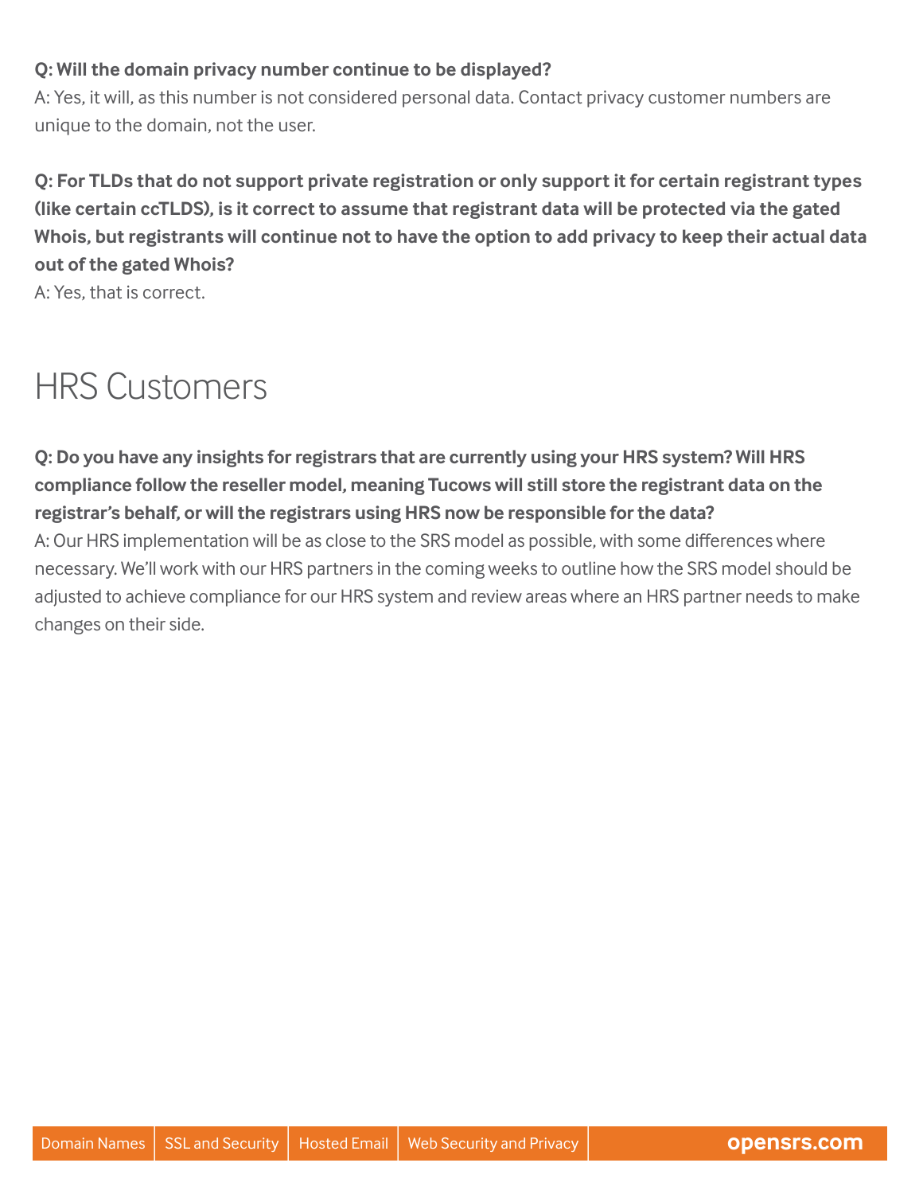**Q: Will the domain privacy number continue to be displayed?**
A: Yes, it will, as this number is not considered personal data. Contact privacy customer numbers are unique to the domain, not the user.

**Q: For TLDs that do not support private registration or only support it for certain registrant types (like certain ccTLDS), is it correct to assume that registrant data will be protected via the gated Whois, but registrants will continue not to have the option to add privacy to keep their actual data out of the gated Whois?**
A: Yes, that is correct.

# HRS Customers

**Q: Do you have any insights for registrars that are currently using your HRS system? Will HRS compliance follow the reseller model, meaning Tucows will still store the registrant data on the registrar's behalf, or will the registrars using HRS now be responsible for the data?**
A: Our HRS implementation will be as close to the SRS model as possible, with some differences where necessary. We'll work with our HRS partners in the coming weeks to outline how the SRS model should be adjusted to achieve compliance for our HRS system and review areas where an HRS partner needs to make changes on their side.